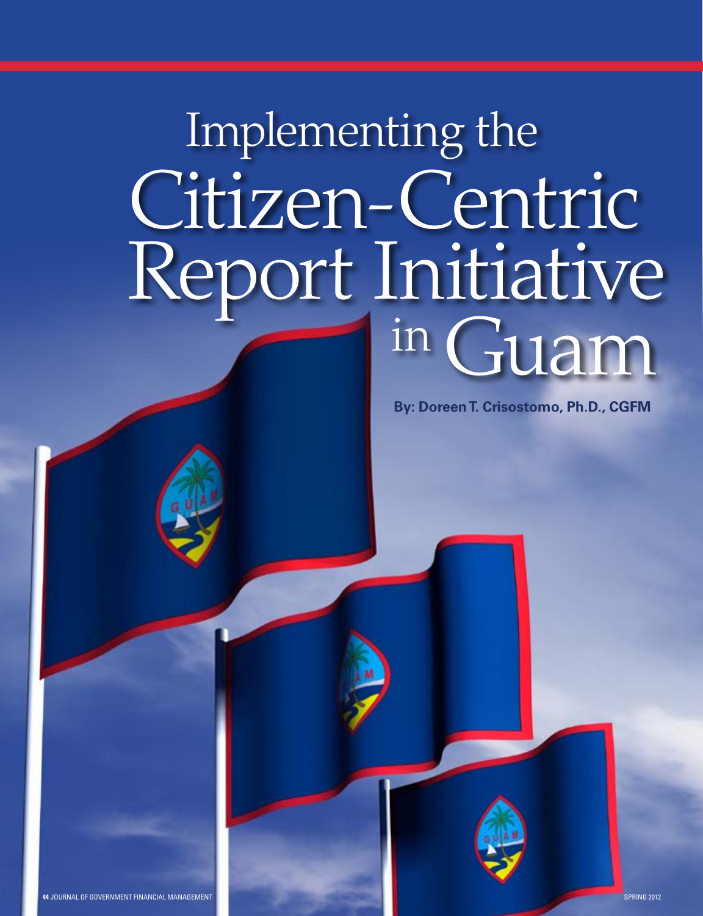# Implementing the Citizen-Centric Report Initiative in Guam

**By: Doreen T. Crisostomo, Ph.D., CGFM**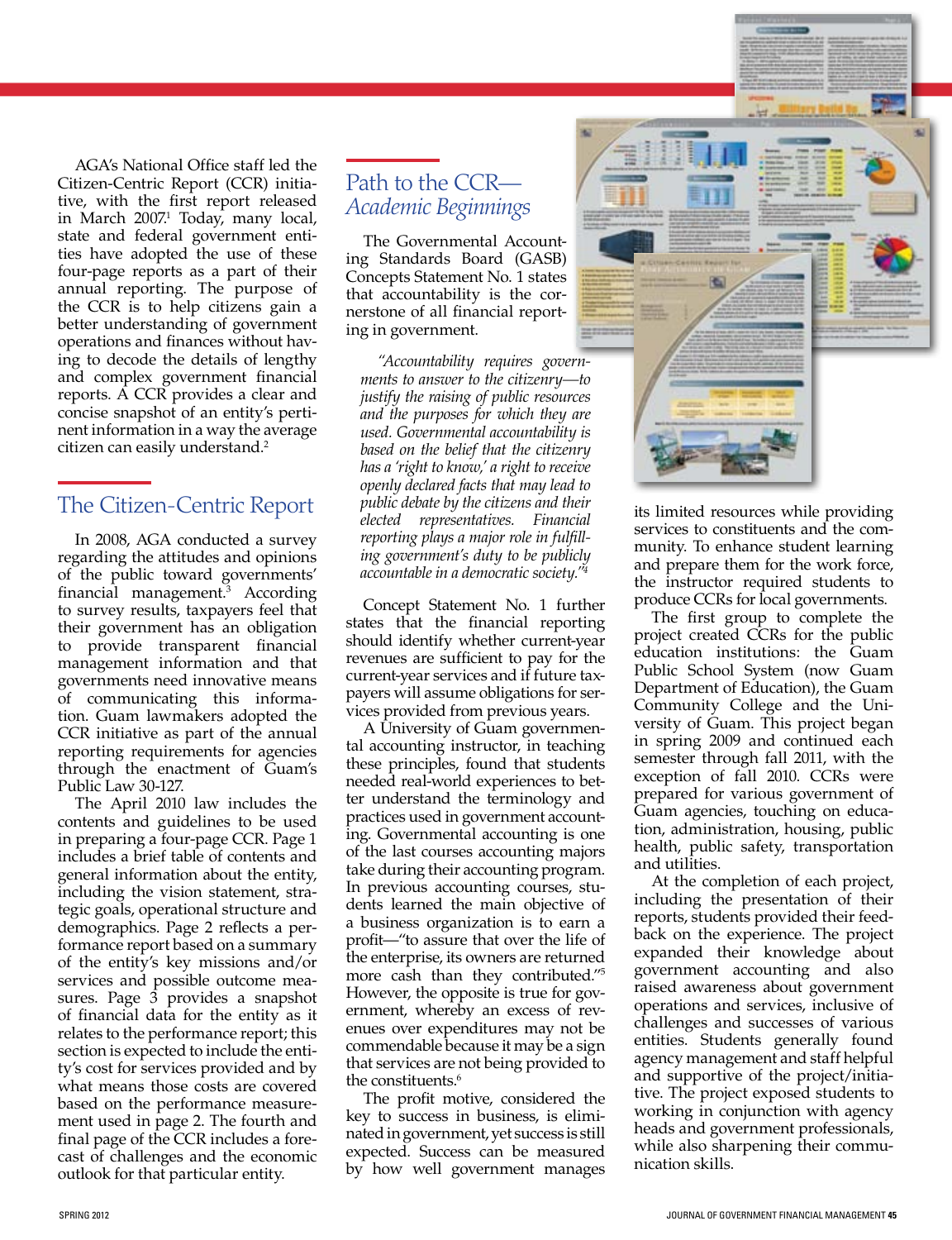AGA's National Office staff led the Citizen-Centric Report (CCR) initiative, with the first report released in March 2007.[1] Today, many local, state and federal government entities have adopted the use of these four-page reports as a part of their annual reporting. The purpose of the CCR is to help citizens gain a better understanding of government operations and finances without having to decode the details of lengthy and complex government financial reports. A CCR provides a clear and concise snapshot of an entity's pertinent information in a way the average citizen can easily understand.[2]

## The Citizen-Centric Report

In 2008, AGA conducted a survey regarding the attitudes and opinions of the public toward governments' financial management.[3] According to survey results, taxpayers feel that their government has an obligation to provide transparent financial management information and that governments need innovative means of communicating this information. Guam lawmakers adopted the CCR initiative as part of the annual reporting requirements for agencies through the enactment of Guam's Public Law 30-127.

The April 2010 law includes the contents and guidelines to be used in preparing a four-page CCR. Page 1 includes a brief table of contents and general information about the entity, including the vision statement, strategic goals, operational structure and demographics. Page 2 reflects a performance report based on a summary of the entity's key missions and/or services and possible outcome measures. Page 3 provides a snapshot of financial data for the entity as it relates to the performance report; this section is expected to include the entity's cost for services provided and by what means those costs are covered based on the performance measurement used in page 2. The fourth and final page of the CCR includes a forecast of challenges and the economic outlook for that particular entity.

## Path to the CCR—*Academic Beginnings*

The Governmental Accounting Standards Board (GASB) Concepts Statement No. 1 states that accountability is the cornerstone of all financial reporting in government.

*"Accountability requires governments to answer to the citizenry—to justify the raising of public resources and the purposes for which they are used. Governmental accountability is based on the belief that the citizenry has a 'right to know,' a right to receive openly declared facts that may lead to public debate by the citizens and their elected representatives. Financial reporting plays a major role in fulfilling government's duty to be publicly accountable in a democratic society."*[4]

Concept Statement No. 1 further states that the financial reporting should identify whether current-year revenues are sufficient to pay for the current-year services and if future taxpayers will assume obligations for services provided from previous years.

A University of Guam governmental accounting instructor, in teaching these principles, found that students needed real-world experiences to better understand the terminology and practices used in government accounting. Governmental accounting is one of the last courses accounting majors take during their accounting program. In previous accounting courses, students learned the main objective of a business organization is to earn a profit—"to assure that over the life of the enterprise, its owners are returned more cash than they contributed."[5] However, the opposite is true for government, whereby an excess of revenues over expenditures may not be commendable because it may be a sign that services are not being provided to the constituents.[6]

The profit motive, considered the key to success in business, is eliminated in government, yet success is still expected. Success can be measured by how well government manages its limited resources while providing services to constituents and the community. To enhance student learning and prepare them for the work force, the instructor required students to produce CCRs for local governments.

The first group to complete the project created CCRs for the public education institutions: the Guam Public School System (now Guam Department of Education), the Guam Community College and the University of Guam. This project began in spring 2009 and continued each semester through fall 2011, with the exception of fall 2010. CCRs were prepared for various government of Guam agencies, touching on education, administration, housing, public health, public safety, transportation and utilities.

At the completion of each project, including the presentation of their reports, students provided their feedback on the experience. The project expanded their knowledge about government accounting and also raised awareness about government operations and services, inclusive of challenges and successes of various entities. Students generally found agency management and staff helpful and supportive of the project/initiative. The project exposed students to working in conjunction with agency heads and government professionals, while also sharpening their communication skills.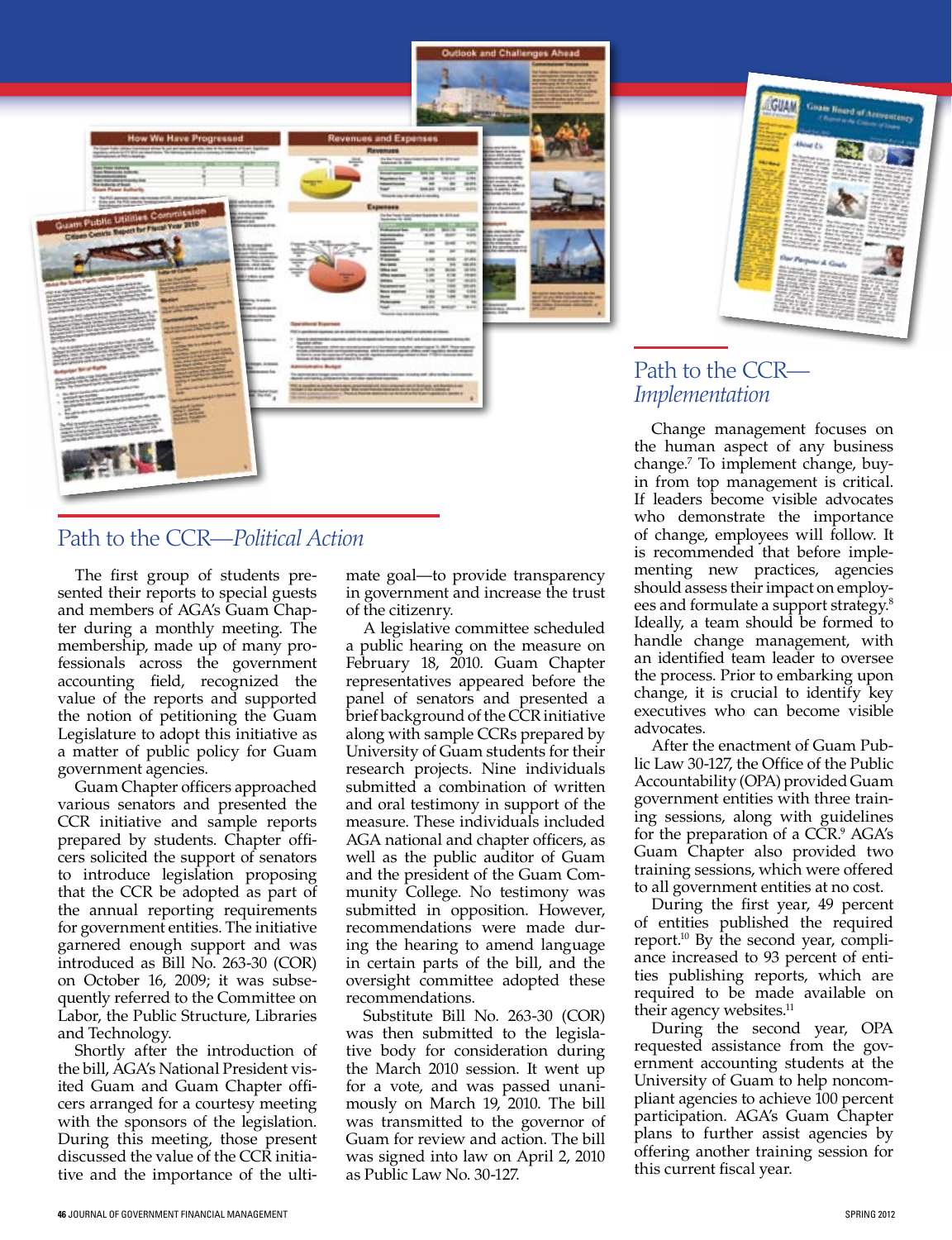## Path to the CCR—*Political Action*

The first group of students presented their reports to special guests and members of AGA's Guam Chapter during a monthly meeting. The membership, made up of many professionals across the government accounting field, recognized the value of the reports and supported the notion of petitioning the Guam Legislature to adopt this initiative as a matter of public policy for Guam government agencies.

Guam Chapter officers approached various senators and presented the CCR initiative and sample reports prepared by students. Chapter officers solicited the support of senators to introduce legislation proposing that the CCR be adopted as part of the annual reporting requirements for government entities. The initiative garnered enough support and was introduced as Bill No. 263-30 (COR) on October 16, 2009; it was subsequently referred to the Committee on Labor, the Public Structure, Libraries and Technology.

Shortly after the introduction of the bill, AGA's National President visited Guam and Guam Chapter officers arranged for a courtesy meeting with the sponsors of the legislation. During this meeting, those present discussed the value of the CCR initiative and the importance of the ultimate goal—to provide transparency in government and increase the trust of the citizenry.

A legislative committee scheduled a public hearing on the measure on February 18, 2010. Guam Chapter representatives appeared before the panel of senators and presented a brief background of the CCR initiative along with sample CCRs prepared by University of Guam students for their research projects. Nine individuals submitted a combination of written and oral testimony in support of the measure. These individuals included AGA national and chapter officers, as well as the public auditor of Guam and the president of the Guam Community College. No testimony was submitted in opposition. However, recommendations were made during the hearing to amend language in certain parts of the bill, and the oversight committee adopted these recommendations.

Substitute Bill No. 263-30 (COR) was then submitted to the legislative body for consideration during the March 2010 session. It went up for a vote, and was passed unanimously on March 19, 2010. The bill was transmitted to the governor of Guam for review and action. The bill was signed into law on April 2, 2010 as Public Law No. 30-127.

## Path to the CCR—*Implementation*

Change management focuses on the human aspect of any business change.[7] To implement change, buy-in from top management is critical. If leaders become visible advocates who demonstrate the importance of change, employees will follow. It is recommended that before implementing new practices, agencies should assess their impact on employees and formulate a support strategy.[8] Ideally, a team should be formed to handle change management, with an identified team leader to oversee the process. Prior to embarking upon change, it is crucial to identify key executives who can become visible advocates.

After the enactment of Guam Public Law 30-127, the Office of the Public Accountability (OPA) provided Guam government entities with three training sessions, along with guidelines for the preparation of a CCR.[9] AGA's Guam Chapter also provided two training sessions, which were offered to all government entities at no cost.

During the first year, 49 percent of entities published the required report.[10] By the second year, compliance increased to 93 percent of entities publishing reports, which are required to be made available on their agency websites.[11]

During the second year, OPA requested assistance from the government accounting students at the University of Guam to help noncompliant agencies to achieve 100 percent participation. AGA's Guam Chapter plans to further assist agencies by offering another training session for this current fiscal year.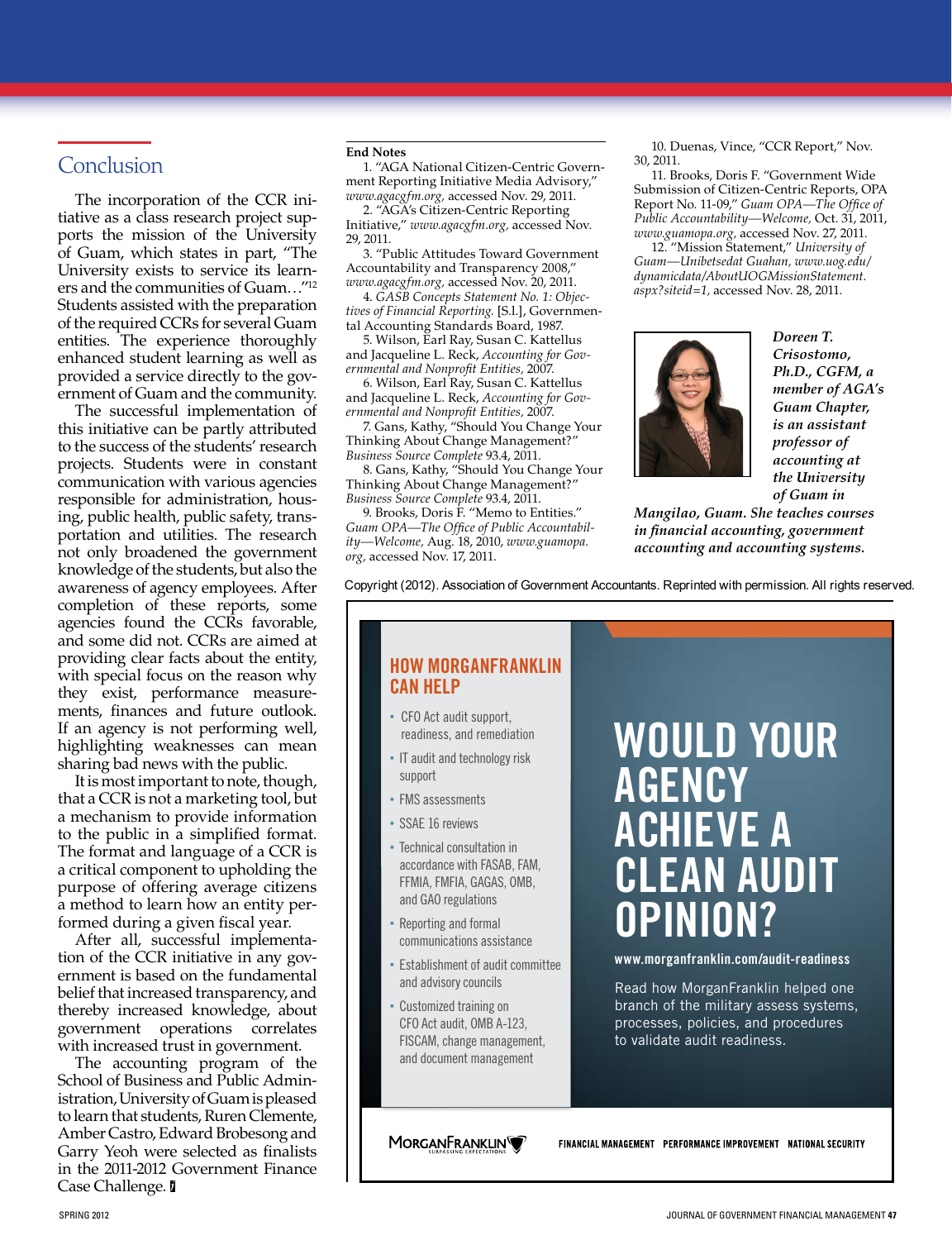## Conclusion

The incorporation of the CCR initiative as a class research project supports the mission of the University of Guam, which states in part, "The University exists to service its learners and the communities of Guam…"[12] Students assisted with the preparation of the required CCRs for several Guam entities. The experience thoroughly enhanced student learning as well as provided a service directly to the government of Guam and the community.

The successful implementation of this initiative can be partly attributed to the success of the students' research projects. Students were in constant communication with various agencies responsible for administration, housing, public health, public safety, transportation and utilities. The research not only broadened the government knowledge of the students, but also the awareness of agency employees. After completion of these reports, some agencies found the CCRs favorable, and some did not. CCRs are aimed at providing clear facts about the entity, with special focus on the reason why they exist, performance measurements, finances and future outlook. If an agency is not performing well, highlighting weaknesses can mean sharing bad news with the public.

It is most important to note, though, that a CCR is not a marketing tool, but a mechanism to provide information to the public in a simplified format. The format and language of a CCR is a critical component to upholding the purpose of offering average citizens a method to learn how an entity performed during a given fiscal year.

After all, successful implementation of the CCR initiative in any government is based on the fundamental belief that increased transparency, and thereby increased knowledge, about government operations correlates with increased trust in government.

The accounting program of the School of Business and Public Administration, University of Guam is pleased to learn that students, Ruren Clemente, Amber Castro, Edward Brobesong and Garry Yeoh were selected as finalists in the 2011-2012 Government Finance Case Challenge.

**End Notes**

1. "AGA National Citizen-Centric Government Reporting Initiative Media Advisory," *www.agacgfm.org*, accessed Nov. 29, 2011.
2. "AGA's Citizen-Centric Reporting Initiative," *www.agacgfm.org*, accessed Nov. 29, 2011.
3. "Public Attitudes Toward Government Accountability and Transparency 2008," *www.agacgfm.org*, accessed Nov. 20, 2011.
4. *GASB Concepts Statement No. 1: Objectives of Financial Reporting.* [S.l.], Governmental Accounting Standards Board, 1987.
5. Wilson, Earl Ray, Susan C. Kattellus and Jacqueline L. Reck, *Accounting for Governmental and Nonprofit Entities*, 2007.
6. Wilson, Earl Ray, Susan C. Kattellus and Jacqueline L. Reck, *Accounting for Governmental and Nonprofit Entities*, 2007.
7. Gans, Kathy, "Should You Change Your Thinking About Change Management?" *Business Source Complete* 93.4, 2011.
8. Gans, Kathy, "Should You Change Your Thinking About Change Management?" *Business Source Complete* 93.4, 2011.
9. Brooks, Doris F. "Memo to Entities." *Guam OPA—The Office of Public Accountability—Welcome*, Aug. 18, 2010, *www.guamopa.org*, accessed Nov. 17, 2011.
10. Duenas, Vince, "CCR Report," Nov. 30, 2011.
11. Brooks, Doris F. "Government Wide Submission of Citizen-Centric Reports, OPA Report No. 11-09," *Guam OPA—The Office of Public Accountability—Welcome*, Oct. 31, 2011, *www.guamopa.org*, accessed Nov. 27, 2011.
12. "Mission Statement," *University of Guam—Unibetsedat Guahan, www.uog.edu/dynamicdata/AboutUOGMissionStatement.aspx?siteid=1*, accessed Nov. 28, 2011.

***Doreen T. Crisostomo, Ph.D., CGFM, a member of AGA's Guam Chapter, is an assistant professor of accounting at the University of Guam in Mangilao, Guam. She teaches courses in financial accounting, government accounting and accounting systems.***

Copyright (2012). Association of Government Accountants. Reprinted with permission. All rights reserved.

### HOW MORGANFRANKLIN CAN HELP

- CFO Act audit support, readiness, and remediation
- IT audit and technology risk support
- FMS assessments
- SSAE 16 reviews
- Technical consultation in accordance with FASAB, FAM, FFMIA, FMFIA, GAGAS, OMB, and GAO regulations
- Reporting and formal communications assistance
- Establishment of audit committee and advisory councils
- Customized training on CFO Act audit, OMB A-123, FISCAM, change management, and document management

## WOULD YOUR AGENCY ACHIEVE A CLEAN AUDIT OPINION?

www.morganfranklin.com/audit-readiness

Read how MorganFranklin helped one branch of the military assess systems, processes, policies, and procedures to validate audit readiness.

MorganFranklin — Surpassing Expectations

FINANCIAL MANAGEMENT PERFORMANCE IMPROVEMENT NATIONAL SECURITY